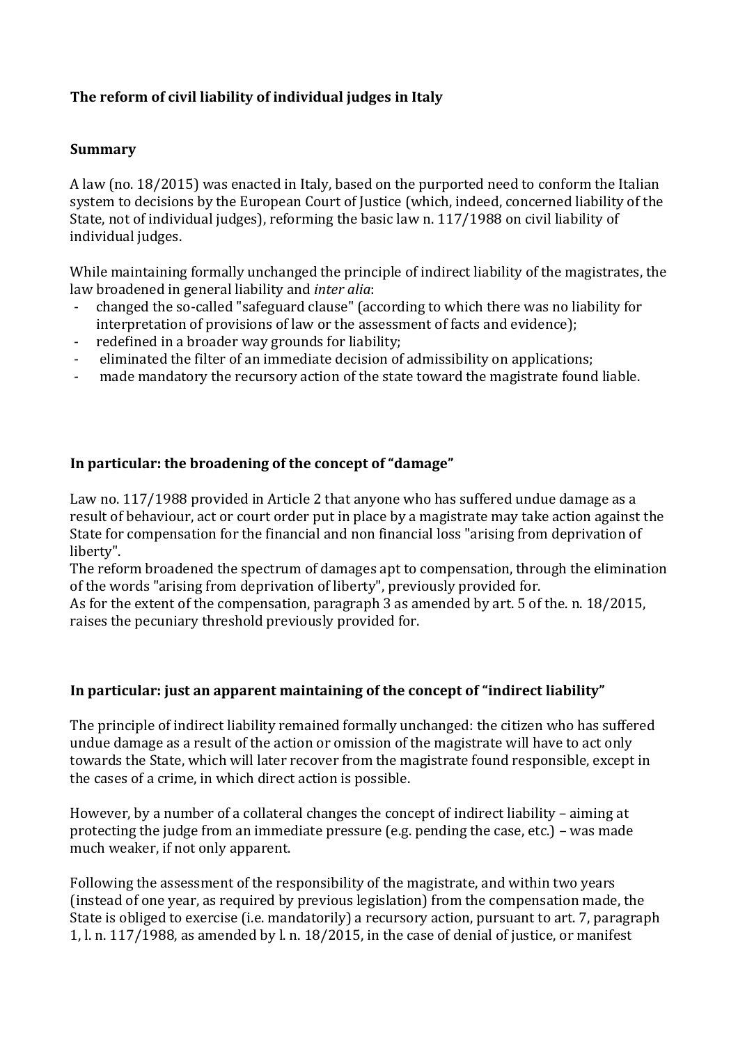## The reform of civil liability of individual judges in Italy

### Summary

A law (no. 18/2015) was enacted in Italy, based on the purported need to conform the Italian system to decisions by the European Court of Justice (which, indeed, concerned liability of the State, not of individual judges), reforming the basic law n. 117/1988 on civil liability of individual judges.

While maintaining formally unchanged the principle of indirect liability of the magistrates, the law broadened in general liability and *inter alia*:

- changed the so-called "safeguard clause" (according to which there was no liability for interpretation of provisions of law or the assessment of facts and evidence);
- redefined in a broader way grounds for liability;
- eliminated the filter of an immediate decision of admissibility on applications;
- made mandatory the recursory action of the state toward the magistrate found liable.

### In particular: the broadening of the concept of "damage"

Law no. 117/1988 provided in Article 2 that anyone who has suffered undue damage as a result of behaviour, act or court order put in place by a magistrate may take action against the State for compensation for the financial and non financial loss "arising from deprivation of liberty".
The reform broadened the spectrum of damages apt to compensation, through the elimination of the words "arising from deprivation of liberty", previously provided for.
As for the extent of the compensation, paragraph 3 as amended by art. 5 of the. n. 18/2015, raises the pecuniary threshold previously provided for.

### In particular: just an apparent maintaining of the concept of "indirect liability"

The principle of indirect liability remained formally unchanged: the citizen who has suffered undue damage as a result of the action or omission of the magistrate will have to act only towards the State, which will later recover from the magistrate found responsible, except in the cases of a crime, in which direct action is possible.

However, by a number of a collateral changes the concept of indirect liability – aiming at protecting the judge from an immediate pressure (e.g. pending the case, etc.) – was made much weaker, if not only apparent.

Following the assessment of the responsibility of the magistrate, and within two years (instead of one year, as required by previous legislation) from the compensation made, the State is obliged to exercise (i.e. mandatorily) a recursory action, pursuant to art. 7, paragraph 1, l. n. 117/1988, as amended by l. n. 18/2015, in the case of denial of justice, or manifest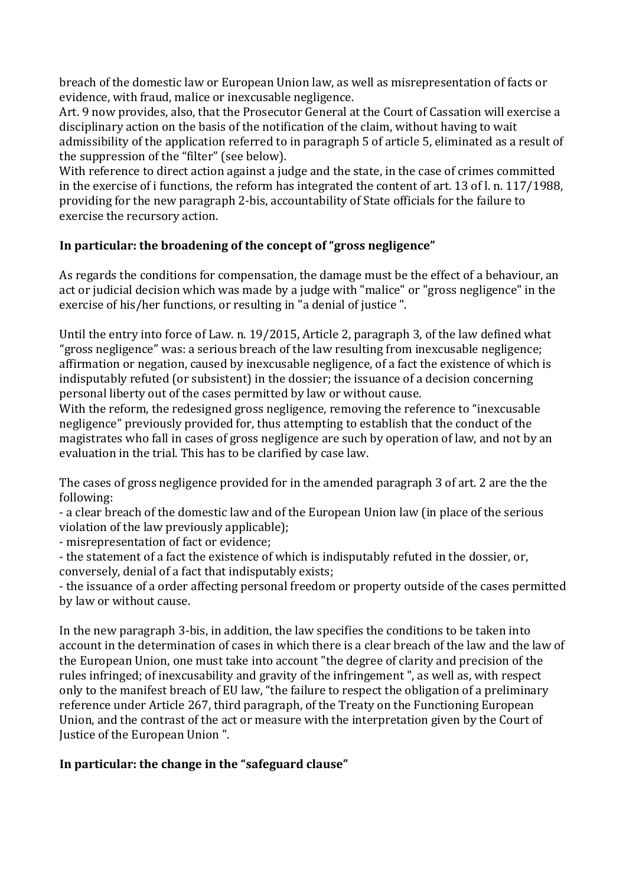breach of the domestic law or European Union law, as well as misrepresentation of facts or evidence, with fraud, malice or inexcusable negligence.

Art. 9 now provides, also, that the Prosecutor General at the Court of Cassation will exercise a disciplinary action on the basis of the notification of the claim, without having to wait admissibility of the application referred to in paragraph 5 of article 5, eliminated as a result of the suppression of the "filter" (see below).

With reference to direct action against a judge and the state, in the case of crimes committed in the exercise of i functions, the reform has integrated the content of art. 13 of l. n. 117/1988, providing for the new paragraph 2-bis, accountability of State officials for the failure to exercise the recursory action.

**In particular: the broadening of the concept of "gross negligence"**

As regards the conditions for compensation, the damage must be the effect of a behaviour, an act or judicial decision which was made by a judge with "malice" or "gross negligence" in the exercise of his/her functions, or resulting in "a denial of justice ".

Until the entry into force of Law. n. 19/2015, Article 2, paragraph 3, of the law defined what "gross negligence" was: a serious breach of the law resulting from inexcusable negligence; affirmation or negation, caused by inexcusable negligence, of a fact the existence of which is indisputably refuted (or subsistent) in the dossier; the issuance of a decision concerning personal liberty out of the cases permitted by law or without cause.

With the reform, the redesigned gross negligence, removing the reference to "inexcusable negligence" previously provided for, thus attempting to establish that the conduct of the magistrates who fall in cases of gross negligence are such by operation of law, and not by an evaluation in the trial. This has to be clarified by case law.

The cases of gross negligence provided for in the amended paragraph 3 of art. 2 are the the following:

- a clear breach of the domestic law and of the European Union law (in place of the serious violation of the law previously applicable);
- misrepresentation of fact or evidence;
- the statement of a fact the existence of which is indisputably refuted in the dossier, or, conversely, denial of a fact that indisputably exists;
- the issuance of a order affecting personal freedom or property outside of the cases permitted by law or without cause.

In the new paragraph 3-bis, in addition, the law specifies the conditions to be taken into account in the determination of cases in which there is a clear breach of the law and the law of the European Union, one must take into account "the degree of clarity and precision of the rules infringed; of inexcusability and gravity of the infringement ", as well as, with respect only to the manifest breach of EU law, "the failure to respect the obligation of a preliminary reference under Article 267, third paragraph, of the Treaty on the Functioning European Union, and the contrast of the act or measure with the interpretation given by the Court of Justice of the European Union ".

**In particular: the change in the "safeguard clause"**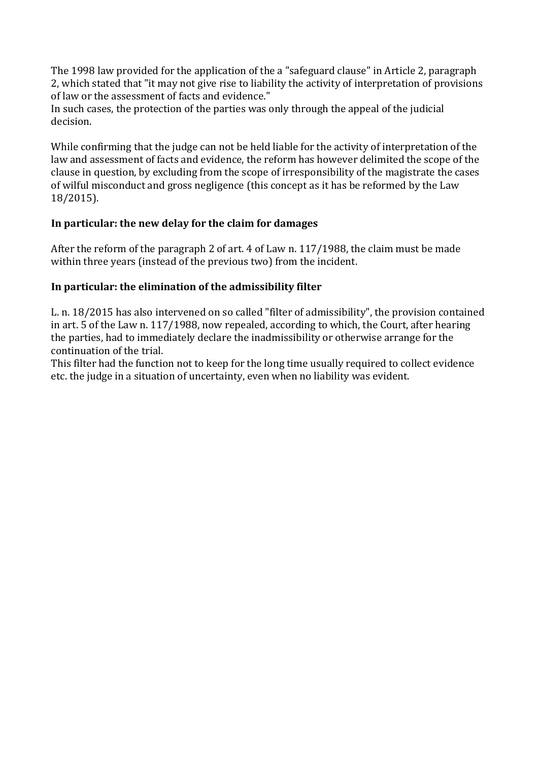The 1998 law provided for the application of the a "safeguard clause" in Article 2, paragraph 2, which stated that "it may not give rise to liability the activity of interpretation of provisions of law or the assessment of facts and evidence."
In such cases, the protection of the parties was only through the appeal of the judicial decision.

While confirming that the judge can not be held liable for the activity of interpretation of the law and assessment of facts and evidence, the reform has however delimited the scope of the clause in question, by excluding from the scope of irresponsibility of the magistrate the cases of wilful misconduct and gross negligence (this concept as it has be reformed by the Law 18/2015).

**In particular: the new delay for the claim for damages**

After the reform of the paragraph 2 of art. 4 of Law n. 117/1988, the claim must be made within three years (instead of the previous two) from the incident.

**In particular: the elimination of the admissibility filter**

L. n. 18/2015 has also intervened on so called "filter of admissibility", the provision contained in art. 5 of the Law n. 117/1988, now repealed, according to which, the Court, after hearing the parties, had to immediately declare the inadmissibility or otherwise arrange for the continuation of the trial.
This filter had the function not to keep for the long time usually required to collect evidence etc. the judge in a situation of uncertainty, even when no liability was evident.